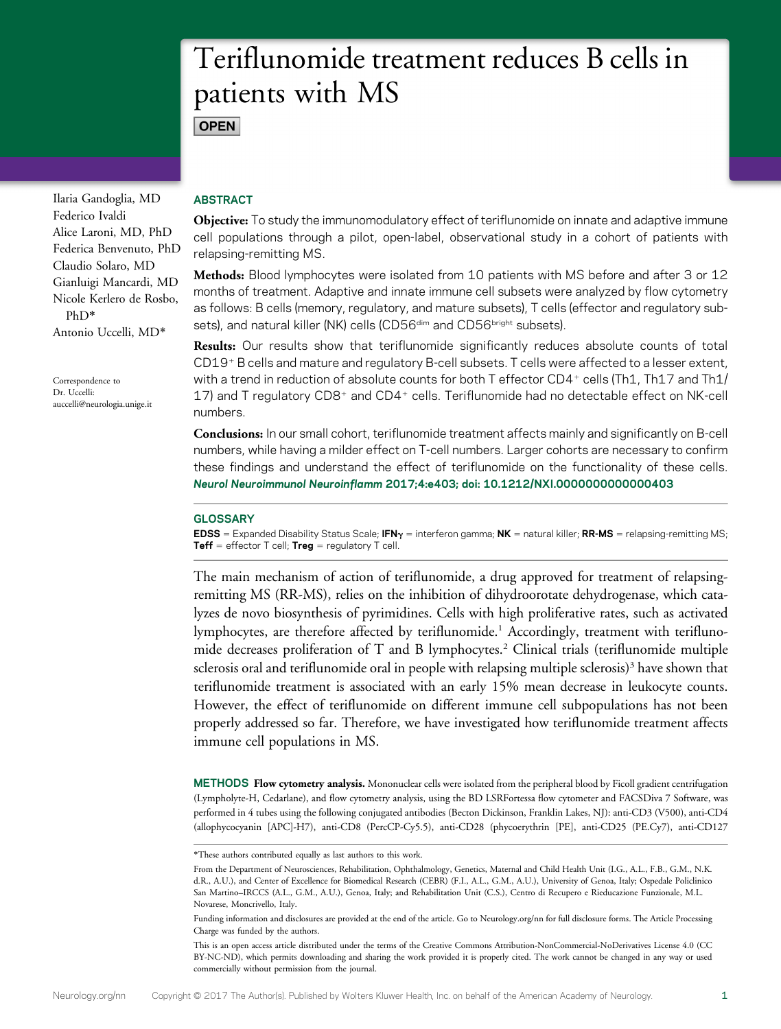# Teriflunomide treatment reduces B cells in patients with MS

OPEN

Ilaria Gandoglia, MD
Federico Ivaldi
Alice Laroni, MD, PhD
Federica Benvenuto, PhD
Claudio Solaro, MD
Gianluigi Mancardi, MD
Nicole Kerlero de Rosbo, PhD*
Antonio Uccelli, MD*

Correspondence to Dr. Uccelli: auccelli@neurologia.unige.it

## ABSTRACT

**Objective:** To study the immunomodulatory effect of teriflunomide on innate and adaptive immune cell populations through a pilot, open-label, observational study in a cohort of patients with relapsing-remitting MS.

**Methods:** Blood lymphocytes were isolated from 10 patients with MS before and after 3 or 12 months of treatment. Adaptive and innate immune cell subsets were analyzed by flow cytometry as follows: B cells (memory, regulatory, and mature subsets), T cells (effector and regulatory subsets), and natural killer (NK) cells ($CD56^{dim}$ and $CD56^{bright}$ subsets).

**Results:** Our results show that teriflunomide significantly reduces absolute counts of total $CD19^+$ B cells and mature and regulatory B-cell subsets. T cells were affected to a lesser extent, with a trend in reduction of absolute counts for both T effector $CD4^+$ cells (Th1, Th17 and Th1/17) and T regulatory $CD8^+$ and $CD4^+$ cells. Teriflunomide had no detectable effect on NK-cell numbers.

**Conclusions:** In our small cohort, teriflunomide treatment affects mainly and significantly on B-cell numbers, while having a milder effect on T-cell numbers. Larger cohorts are necessary to confirm these findings and understand the effect of teriflunomide on the functionality of these cells. *Neurol Neuroimmunol Neuroinflamm* **2017;4:e403; doi: 10.1212/NXI.0000000000000403**

## GLOSSARY

**EDSS** = Expanded Disability Status Scale; **IFNγ** = interferon gamma; **NK** = natural killer; **RR-MS** = relapsing-remitting MS; **Teff** = effector T cell; **Treg** = regulatory T cell.

The main mechanism of action of teriflunomide, a drug approved for treatment of relapsing-remitting MS (RR-MS), relies on the inhibition of dihydroorotate dehydrogenase, which catalyzes de novo biosynthesis of pyrimidines. Cells with high proliferative rates, such as activated lymphocytes, are therefore affected by teriflunomide.[1] Accordingly, treatment with teriflunomide decreases proliferation of T and B lymphocytes.[2] Clinical trials (teriflunomide multiple sclerosis oral and teriflunomide oral in people with relapsing multiple sclerosis)[3] have shown that teriflunomide treatment is associated with an early 15% mean decrease in leukocyte counts. However, the effect of teriflunomide on different immune cell subpopulations has not been properly addressed so far. Therefore, we have investigated how teriflunomide treatment affects immune cell populations in MS.

## METHODS

**Flow cytometry analysis.** Mononuclear cells were isolated from the peripheral blood by Ficoll gradient centrifugation (Lympholyte-H, Cedarlane), and flow cytometry analysis, using the BD LSRFortessa flow cytometer and FACSDiva 7 Software, was performed in 4 tubes using the following conjugated antibodies (Becton Dickinson, Franklin Lakes, NJ): anti-CD3 (V500), anti-CD4 (allophycocyanin [APC]-H7), anti-CD8 (PercCP-Cy5.5), anti-CD28 (phycoerythrin [PE], anti-CD25 (PE.Cy7), anti-CD127

*These authors contributed equally as last authors to this work.

From the Department of Neurosciences, Rehabilitation, Ophthalmology, Genetics, Maternal and Child Health Unit (I.G., A.L., F.B., G.M., N.K.d.R., A.U.), and Center of Excellence for Biomedical Research (CEBR) (F.I., A.L., G.M., A.U.), University of Genoa, Italy; Ospedale Policlinico San Martino–IRCCS (A.L., G.M., A.U.), Genoa, Italy; and Rehabilitation Unit (C.S.), Centro di Recupero e Rieducazione Funzionale, M.L. Novarese, Moncrivello, Italy.

Funding information and disclosures are provided at the end of the article. Go to Neurology.org/nn for full disclosure forms. The Article Processing Charge was funded by the authors.

This is an open access article distributed under the terms of the Creative Commons Attribution-NonCommercial-NoDerivatives License 4.0 (CC BY-NC-ND), which permits downloading and sharing the work provided it is properly cited. The work cannot be changed in any way or used commercially without permission from the journal.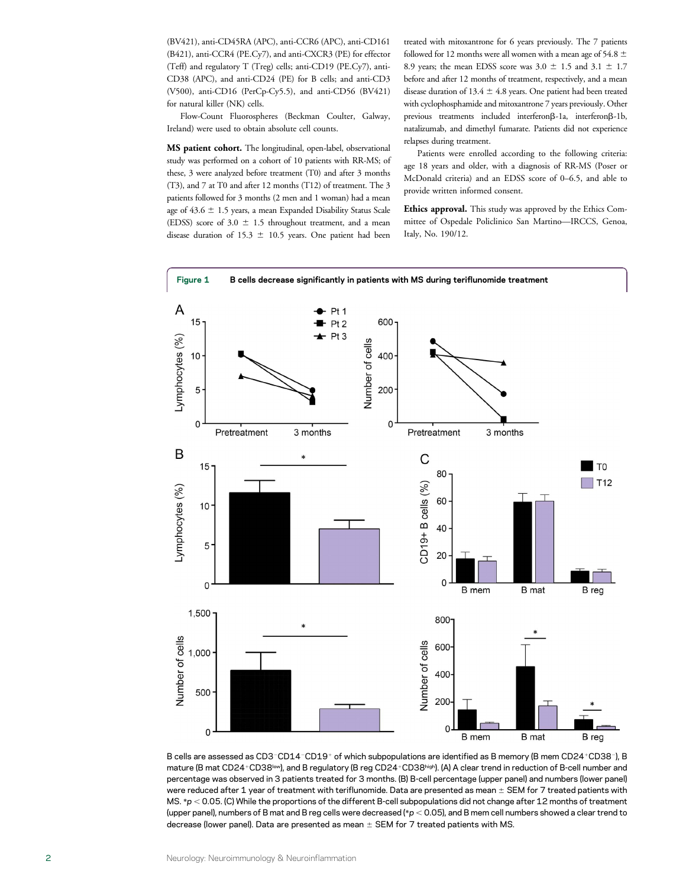(BV421), anti-CD45RA (APC), anti-CCR6 (APC), anti-CD161 (B421), anti-CCR4 (PE.Cy7), and anti-CXCR3 (PE) for effector (Teff) and regulatory T (Treg) cells; anti-CD19 (PE.Cy7), anti-CD38 (APC), and anti-CD24 (PE) for B cells; and anti-CD3 (V500), anti-CD16 (PerCp-Cy5.5), and anti-CD56 (BV421) for natural killer (NK) cells.

Flow-Count Fluorospheres (Beckman Coulter, Galway, Ireland) were used to obtain absolute cell counts.

**MS patient cohort.** The longitudinal, open-label, observational study was performed on a cohort of 10 patients with RR-MS; of these, 3 were analyzed before treatment (T0) and after 3 months (T3), and 7 at T0 and after 12 months (T12) of treatment. The 3 patients followed for 3 months (2 men and 1 woman) had a mean age of 43.6 ± 1.5 years, a mean Expanded Disability Status Scale (EDSS) score of 3.0 ± 1.5 throughout treatment, and a mean disease duration of 15.3 ± 10.5 years. One patient had been treated with mitoxantrone for 6 years previously. The 7 patients followed for 12 months were all women with a mean age of 54.8 ± 8.9 years; the mean EDSS score was 3.0 ± 1.5 and 3.1 ± 1.7 before and after 12 months of treatment, respectively, and a mean disease duration of 13.4 ± 4.8 years. One patient had been treated with cyclophosphamide and mitoxantrone 7 years previously. Other previous treatments included interferonβ-1a, interferonβ-1b, natalizumab, and dimethyl fumarate. Patients did not experience relapses during treatment.

Patients were enrolled according to the following criteria: age 18 years and older, with a diagnosis of RR-MS (Poser or McDonald criteria) and an EDSS score of 0–6.5, and able to provide written informed consent.

**Ethics approval.** This study was approved by the Ethics Committee of Ospedale Policlinico San Martino—IRCCS, Genoa, Italy, No. 190/12.

**Figure 1** B cells decrease significantly in patients with MS during teriflunomide treatment

B cells are assessed as $CD3^-CD14^-CD19^+$ of which subpopulations are identified as B memory (B mem $CD24^+CD38^-$), B mature (B mat $CD24^+CD38^{low}$), and B regulatory (B reg $CD24^+CD38^{high}$). (A) A clear trend in reduction of B-cell number and percentage was observed in 3 patients treated for 3 months. (B) B-cell percentage (upper panel) and numbers (lower panel) were reduced after 1 year of treatment with teriflunomide. Data are presented as mean ± SEM for 7 treated patients with MS. \*$p < 0.05$. (C) While the proportions of the different B-cell subpopulations did not change after 12 months of treatment (upper panel), numbers of B mat and B reg cells were decreased (\*$p < 0.05$), and B mem cell numbers showed a clear trend to decrease (lower panel). Data are presented as mean ± SEM for 7 treated patients with MS.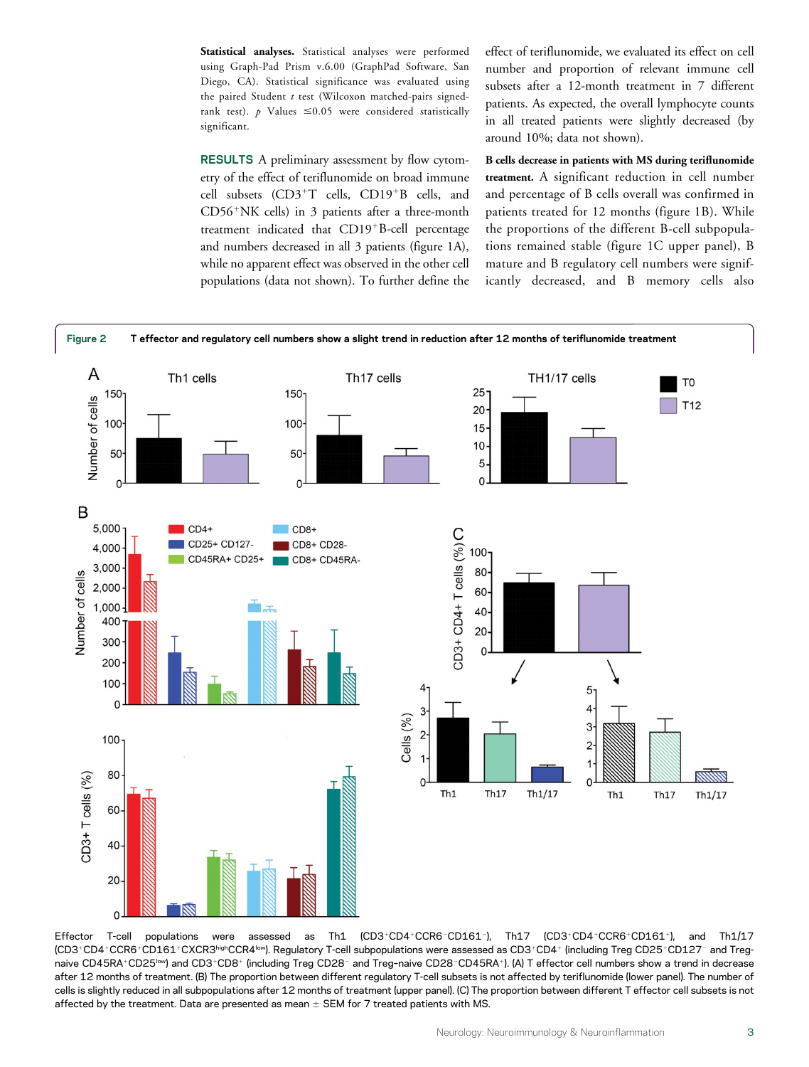**Statistical analyses.** Statistical analyses were performed using Graph-Pad Prism v.6.00 (GraphPad Software, San Diego, CA). Statistical significance was evaluated using the paired Student *t* test (Wilcoxon matched-pairs signed-rank test). *p* Values ≤0.05 were considered statistically significant.

## RESULTS

A preliminary assessment by flow cytometry of the effect of teriflunomide on broad immune cell subsets ($CD3^+$T cells, $CD19^+$B cells, and $CD56^+$NK cells) in 3 patients after a three-month treatment indicated that $CD19^+$B-cell percentage and numbers decreased in all 3 patients (figure 1A), while no apparent effect was observed in the other cell populations (data not shown). To further define the effect of teriflunomide, we evaluated its effect on cell number and proportion of relevant immune cell subsets after a 12-month treatment in 7 different patients. As expected, the overall lymphocyte counts in all treated patients were slightly decreased (by around 10%; data not shown).

**B cells decrease in patients with MS during teriflunomide treatment.** A significant reduction in cell number and percentage of B cells overall was confirmed in patients treated for 12 months (figure 1B). While the proportions of the different B-cell subpopulations remained stable (figure 1C upper panel), B mature and B regulatory cell numbers were significantly decreased, and B memory cells also

**Figure 2** T effector and regulatory cell numbers show a slight trend in reduction after 12 months of teriflunomide treatment

Effector T-cell populations were assessed as Th1 ($CD3^+CD4^+CCR6^-CD161^-$), Th17 ($CD3^+CD4^+CCR6^+CD161^+$), and Th1/17 ($CD3^+CD4^+CCR6^+CD161^+CXCR3^{high}CCR4^{low}$). Regulatory T-cell subpopulations were assessed as $CD3^+CD4^+$ (including Treg $CD25^+CD127^-$ and Treg-naive $CD45RA^+CD25^{low}$) and $CD3^+CD8^+$ (including Treg $CD28^-$ and Treg–naive $CD28^-CD45RA^+$). (A) T effector cell numbers show a trend in decrease after 12 months of treatment. (B) The proportion between different regulatory T-cell subsets is not affected by teriflunomide (lower panel). The number of cells is slightly reduced in all subpopulations after 12 months of treatment (upper panel). (C) The proportion between different T effector cell subsets is not affected by the treatment. Data are presented as mean ± SEM for 7 treated patients with MS.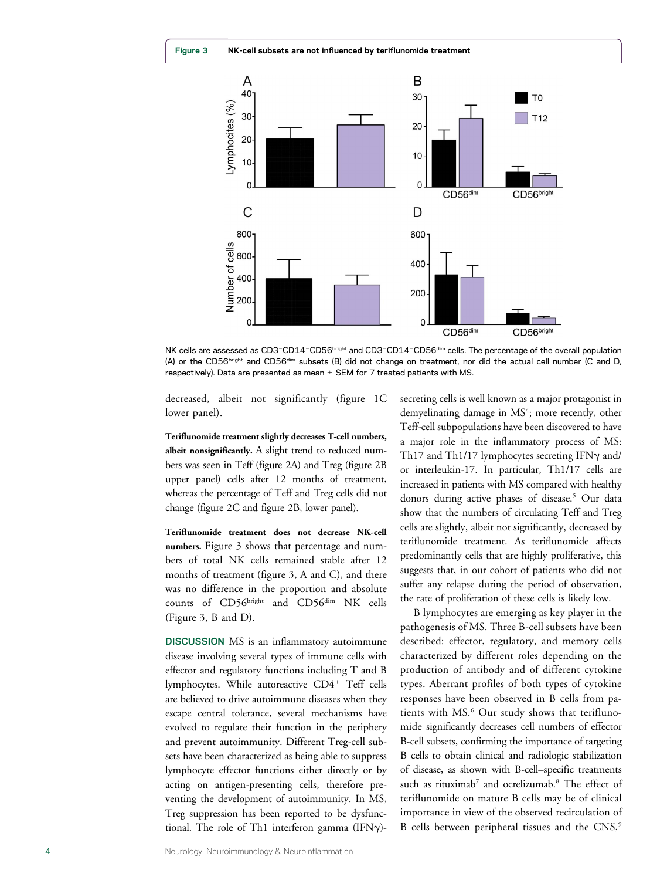**Figure 3** NK-cell subsets are not influenced by teriflunomide treatment

NK cells are assessed as CD3−CD14−CD56bright and CD3−CD14−CD56dim cells. The percentage of the overall population (A) or the CD56bright and CD56dim subsets (B) did not change on treatment, nor did the actual cell number (C and D, respectively). Data are presented as mean ± SEM for 7 treated patients with MS.

decreased, albeit not significantly (figure 1C lower panel).

**Teriflunomide treatment slightly decreases T-cell numbers, albeit nonsignificantly.** A slight trend to reduced numbers was seen in Teff (figure 2A) and Treg (figure 2B upper panel) cells after 12 months of treatment, whereas the percentage of Teff and Treg cells did not change (figure 2C and figure 2B, lower panel).

**Teriflunomide treatment does not decrease NK-cell numbers.** Figure 3 shows that percentage and numbers of total NK cells remained stable after 12 months of treatment (figure 3, A and C), and there was no difference in the proportion and absolute counts of CD56bright and CD56dim NK cells (Figure 3, B and D).

**DISCUSSION** MS is an inflammatory autoimmune disease involving several types of immune cells with effector and regulatory functions including T and B lymphocytes. While autoreactive CD4+ Teff cells are believed to drive autoimmune diseases when they escape central tolerance, several mechanisms have evolved to regulate their function in the periphery and prevent autoimmunity. Different Treg-cell subsets have been characterized as being able to suppress lymphocyte effector functions either directly or by acting on antigen-presenting cells, therefore preventing the development of autoimmunity. In MS, Treg suppression has been reported to be dysfunctional. The role of Th1 interferon gamma (IFNγ)-secreting cells is well known as a major protagonist in demyelinating damage in MS[4]; more recently, other Teff-cell subpopulations have been discovered to have a major role in the inflammatory process of MS: Th17 and Th1/17 lymphocytes secreting IFNγ and/or interleukin-17. In particular, Th1/17 cells are increased in patients with MS compared with healthy donors during active phases of disease.[5] Our data show that the numbers of circulating Teff and Treg cells are slightly, albeit not significantly, decreased by teriflunomide treatment. As teriflunomide affects predominantly cells that are highly proliferative, this suggests that, in our cohort of patients who did not suffer any relapse during the period of observation, the rate of proliferation of these cells is likely low.

B lymphocytes are emerging as key player in the pathogenesis of MS. Three B-cell subsets have been described: effector, regulatory, and memory cells characterized by different roles depending on the production of antibody and of different cytokine types. Aberrant profiles of both types of cytokine responses have been observed in B cells from patients with MS.[6] Our study shows that teriflunomide significantly decreases cell numbers of effector B-cell subsets, confirming the importance of targeting B cells to obtain clinical and radiologic stabilization of disease, as shown with B-cell–specific treatments such as rituximab[7] and ocrelizumab.[8] The effect of teriflunomide on mature B cells may be of clinical importance in view of the observed recirculation of B cells between peripheral tissues and the CNS,[9]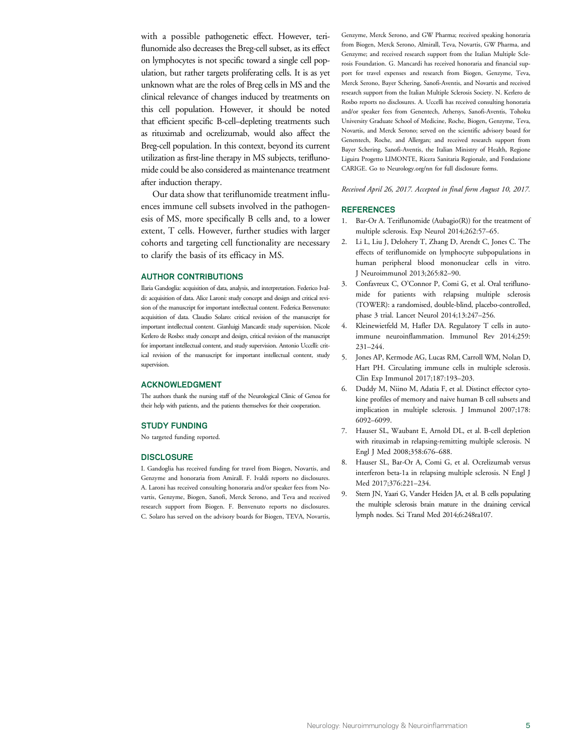with a possible pathogenetic effect. However, teriflunomide also decreases the Breg-cell subset, as its effect on lymphocytes is not specific toward a single cell population, but rather targets proliferating cells. It is as yet unknown what are the roles of Breg cells in MS and the clinical relevance of changes induced by treatments on this cell population. However, it should be noted that efficient specific B-cell–depleting treatments such as rituximab and ocrelizumab, would also affect the Breg-cell population. In this context, beyond its current utilization as first-line therapy in MS subjects, teriflunomide could be also considered as maintenance treatment after induction therapy.

Our data show that teriflunomide treatment influences immune cell subsets involved in the pathogenesis of MS, more specifically B cells and, to a lower extent, T cells. However, further studies with larger cohorts and targeting cell functionality are necessary to clarify the basis of its efficacy in MS.

## AUTHOR CONTRIBUTIONS

Ilaria Gandoglia: acquisition of data, analysis, and interpretation. Federico Ivaldi: acquisition of data. Alice Laroni: study concept and design and critical revision of the manuscript for important intellectual content. Federica Benvenuto: acquisition of data. Claudio Solaro: critical revision of the manuscript for important intellectual content. Gianluigi Mancardi: study supervision. Nicole Kerlero de Rosbo: study concept and design, critical revision of the manuscript for important intellectual content, and study supervision. Antonio Uccelli: critical revision of the manuscript for important intellectual content, study supervision.

## ACKNOWLEDGMENT

The authors thank the nursing staff of the Neurological Clinic of Genoa for their help with patients, and the patients themselves for their cooperation.

## STUDY FUNDING

No targeted funding reported.

## DISCLOSURE

I. Gandoglia has received funding for travel from Biogen, Novartis, and Genzyme and honoraria from Amirall. F. Ivaldi reports no disclosures. A. Laroni has received consulting honoraria and/or speaker fees from Novartis, Genzyme, Biogen, Sanofi, Merck Serono, and Teva and received research support from Biogen. F. Benvenuto reports no disclosures. C. Solaro has served on the advisory boards for Biogen, TEVA, Novartis, Genzyme, Merck Serono, and GW Pharma; received speaking honoraria from Biogen, Merck Serono, Almirall, Teva, Novartis, GW Pharma, and Genzyme; and received research support from the Italian Multiple Sclerosis Foundation. G. Mancardi has received honoraria and financial support for travel expenses and research from Biogen, Genzyme, Teva, Merck Serono, Bayer Schering, Sanofi-Aventis, and Novartis and received research support from the Italian Multiple Sclerosis Society. N. Kerlero de Rosbo reports no disclosures. A. Uccelli has received consulting honoraria and/or speaker fees from Genentech, Athersys, Sanofi-Aventis, Tohoku University Graduate School of Medicine, Roche, Biogen, Genzyme, Teva, Novartis, and Merck Serono; served on the scientific advisory board for Genentech, Roche, and Allergan; and received research support from Bayer Schering, Sanofi-Aventis, the Italian Ministry of Health, Regione Liguria Progetto LIMONTE, Ricera Sanitaria Regionale, and Fondazione CARIGE. Go to Neurology.org/nn for full disclosure forms.

*Received April 26, 2017. Accepted in final form August 10, 2017.*

## REFERENCES

1. Bar-Or A. Teriflunomide (Aubagio(R)) for the treatment of multiple sclerosis. Exp Neurol 2014;262:57–65.
2. Li L, Liu J, Delohery T, Zhang D, Arendt C, Jones C. The effects of teriflunomide on lymphocyte subpopulations in human peripheral blood mononuclear cells in vitro. J Neuroimmunol 2013;265:82–90.
3. Confavreux C, O'Connor P, Comi G, et al. Oral teriflunomide for patients with relapsing multiple sclerosis (TOWER): a randomised, double-blind, placebo-controlled, phase 3 trial. Lancet Neurol 2014;13:247–256.
4. Kleinewietfeld M, Hafler DA. Regulatory T cells in autoimmune neuroinflammation. Immunol Rev 2014;259: 231–244.
5. Jones AP, Kermode AG, Lucas RM, Carroll WM, Nolan D, Hart PH. Circulating immune cells in multiple sclerosis. Clin Exp Immunol 2017;187:193–203.
6. Duddy M, Niino M, Adatia F, et al. Distinct effector cytokine profiles of memory and naive human B cell subsets and implication in multiple sclerosis. J Immunol 2007;178: 6092–6099.
7. Hauser SL, Waubant E, Arnold DL, et al. B-cell depletion with rituximab in relapsing-remitting multiple sclerosis. N Engl J Med 2008;358:676–688.
8. Hauser SL, Bar-Or A, Comi G, et al. Ocrelizumab versus interferon beta-1a in relapsing multiple sclerosis. N Engl J Med 2017;376:221–234.
9. Stern JN, Yaari G, Vander Heiden JA, et al. B cells populating the multiple sclerosis brain mature in the draining cervical lymph nodes. Sci Transl Med 2014;6:248ra107.